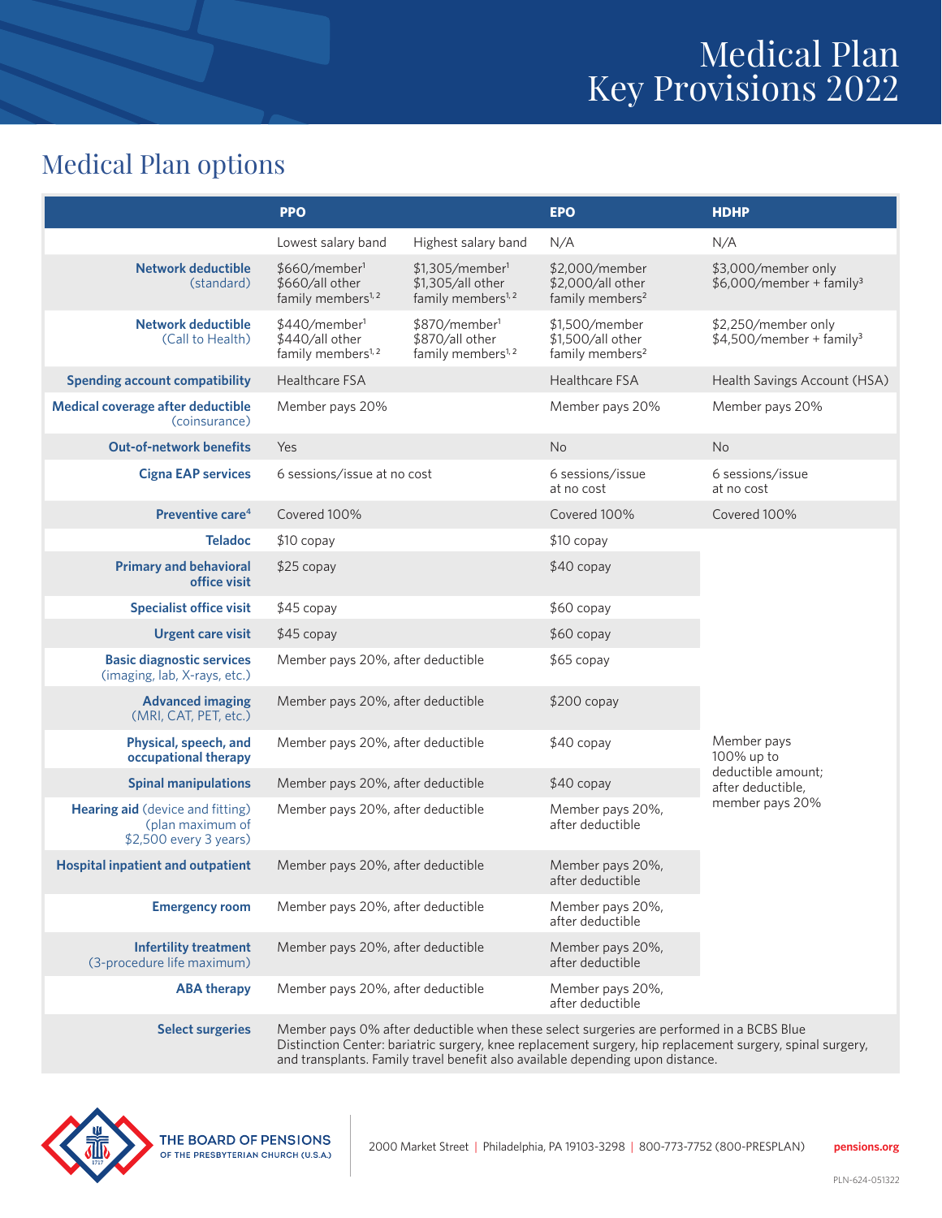# Medical Plan Key Provisions 2022

## Medical Plan options

| | PPO | | EPO | HDHP |
|---|---|---|---|---|
| | Lowest salary band | Highest salary band | N/A | N/A |
| **Network deductible** (standard) | $660/member[1] $660/all other family members[1,2] | $1,305/member[1] $1,305/all other family members[1,2] | $2,000/member $2,000/all other family members[2] | $3,000/member only $6,000/member + family[3] |
| **Network deductible** (Call to Health) | $440/member[1] $440/all other family members[1,2] | $870/member[1] $870/all other family members[1,2] | $1,500/member $1,500/all other family members[2] | $2,250/member only $4,500/member + family[3] |
| **Spending account compatibility** | Healthcare FSA | | Healthcare FSA | Health Savings Account (HSA) |
| **Medical coverage after deductible** (coinsurance) | Member pays 20% | | Member pays 20% | Member pays 20% |
| **Out-of-network benefits** | Yes | | No | No |
| **Cigna EAP services** | 6 sessions/issue at no cost | | 6 sessions/issue at no cost | 6 sessions/issue at no cost |
| **Preventive care**[4] | Covered 100% | | Covered 100% | Covered 100% |
| **Teladoc** | $10 copay | | $10 copay | Member pays 100% up to deductible amount; after deductible, member pays 20% |
| **Primary and behavioral office visit** | $25 copay | | $40 copay | |
| **Specialist office visit** | $45 copay | | $60 copay | |
| **Urgent care visit** | $45 copay | | $60 copay | |
| **Basic diagnostic services** (imaging, lab, X-rays, etc.) | Member pays 20%, after deductible | | $65 copay | |
| **Advanced imaging** (MRI, CAT, PET, etc.) | Member pays 20%, after deductible | | $200 copay | |
| **Physical, speech, and occupational therapy** | Member pays 20%, after deductible | | $40 copay | |
| **Spinal manipulations** | Member pays 20%, after deductible | | $40 copay | |
| **Hearing aid** (device and fitting) (plan maximum of $2,500 every 3 years) | Member pays 20%, after deductible | | Member pays 20%, after deductible | |
| **Hospital inpatient and outpatient** | Member pays 20%, after deductible | | Member pays 20%, after deductible | |
| **Emergency room** | Member pays 20%, after deductible | | Member pays 20%, after deductible | |
| **Infertility treatment** (3-procedure life maximum) | Member pays 20%, after deductible | | Member pays 20%, after deductible | |
| **ABA therapy** | Member pays 20%, after deductible | | Member pays 20%, after deductible | |
| **Select surgeries** | Member pays 0% after deductible when these select surgeries are performed in a BCBS Blue Distinction Center: bariatric surgery, knee replacement surgery, hip replacement surgery, spinal surgery, and transplants. Family travel benefit also available depending upon distance. | | | |

THE BOARD OF PENSIONS OF THE PRESBYTERIAN CHURCH (U.S.A.)

2000 Market Street | Philadelphia, PA 19103-3298 | 800-773-7752 (800-PRESPLAN) pensions.org

PLN-624-051322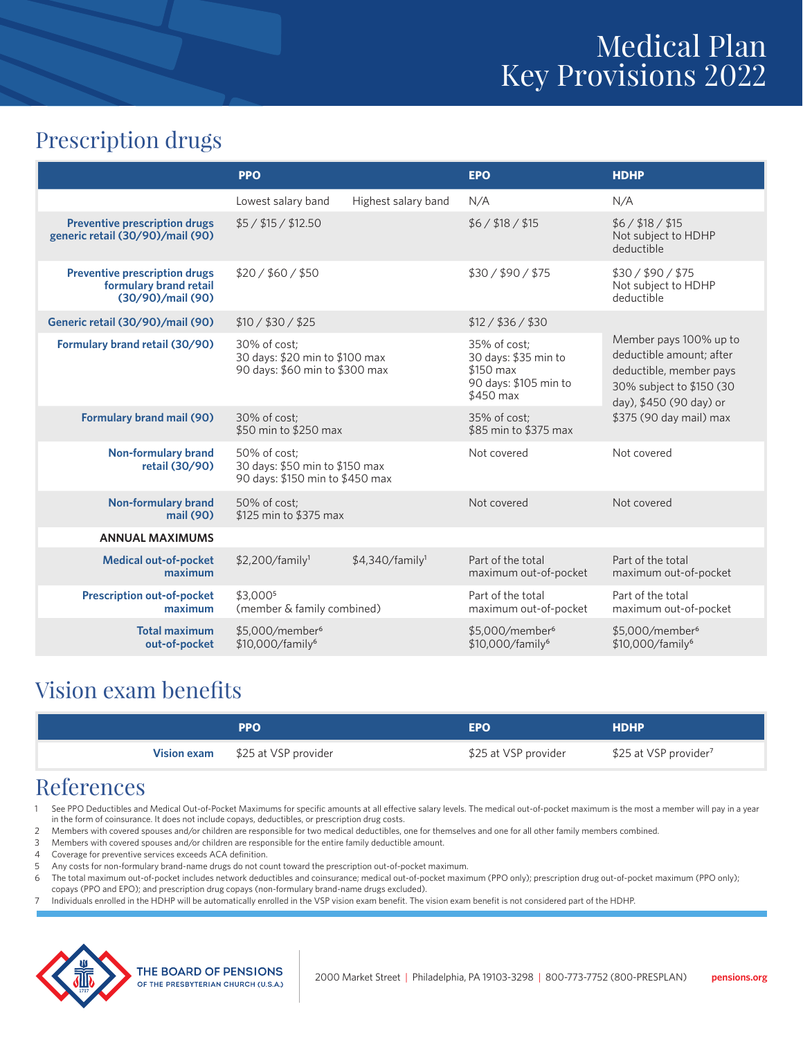// Medical Plan Key Provisions 2022

## Prescription drugs

| | PPO | | EPO | HDHP |
|---|---|---|---|---|
| | Lowest salary band | Highest salary band | N/A | N/A |
| **Preventive prescription drugs generic retail (30/90)/mail (90)** | $5 / $15 / $12.50 | | $6 / $18 / $15 | $6 / $18 / $15 Not subject to HDHP deductible |
| **Preventive prescription drugs formulary brand retail (30/90)/mail (90)** | $20 / $60 / $50 | | $30 / $90 / $75 | $30 / $90 / $75 Not subject to HDHP deductible |
| **Generic retail (30/90)/mail (90)** | $10 / $30 / $25 | | $12 / $36 / $30 | Member pays 100% up to deductible amount; after deductible, member pays 30% subject to $150 (30 day), $450 (90 day) or $375 (90 day mail) max |
| **Formulary brand retail (30/90)** | 30% of cost; 30 days: $20 min to $100 max 90 days: $60 min to $300 max | | 35% of cost; 30 days: $35 min to $150 max 90 days: $105 min to $450 max | |
| **Formulary brand mail (90)** | 30% of cost; $50 min to $250 max | | 35% of cost; $85 min to $375 max | |
| **Non-formulary brand retail (30/90)** | 50% of cost; 30 days: $50 min to $150 max 90 days: $150 min to $450 max | | Not covered | Not covered |
| **Non-formulary brand mail (90)** | 50% of cost; $125 min to $375 max | | Not covered | Not covered |
| **ANNUAL MAXIMUMS** | | | | |
| **Medical out-of-pocket maximum** | $2,200/family[1] | $4,340/family[1] | Part of the total maximum out-of-pocket | Part of the total maximum out-of-pocket |
| **Prescription out-of-pocket maximum** | $3,000[5] (member & family combined) | | Part of the total maximum out-of-pocket | Part of the total maximum out-of-pocket |
| **Total maximum out-of-pocket** | $5,000/member[6] $10,000/family[6] | | $5,000/member[6] $10,000/family[6] | $5,000/member[6] $10,000/family[6] |

## Vision exam benefits

| | PPO | EPO | HDHP |
|---|---|---|---|
| **Vision exam** | $25 at VSP provider | $25 at VSP provider | $25 at VSP provider[7] |

## References

1. See PPO Deductibles and Medical Out-of-Pocket Maximums for specific amounts at all effective salary levels. The medical out-of-pocket maximum is the most a member will pay in a year in the form of coinsurance. It does not include copays, deductibles, or prescription drug costs.
2. Members with covered spouses and/or children are responsible for two medical deductibles, one for themselves and one for all other family members combined.
3. Members with covered spouses and/or children are responsible for the entire family deductible amount.
4. Coverage for preventive services exceeds ACA definition.
5. Any costs for non-formulary brand-name drugs do not count toward the prescription out-of-pocket maximum.
6. The total maximum out-of-pocket includes network deductibles and coinsurance; medical out-of-pocket maximum (PPO only); prescription drug out-of-pocket maximum (PPO only); copays (PPO and EPO); and prescription drug copays (non-formulary brand-name drugs excluded).
7. Individuals enrolled in the HDHP will be automatically enrolled in the VSP vision exam benefit. The vision exam benefit is not considered part of the HDHP.

THE BOARD OF PENSIONS OF THE PRESBYTERIAN CHURCH (U.S.A.)

2000 Market Street | Philadelphia, PA 19103-3298 | 800-773-7752 (800-PRESPLAN) pensions.org